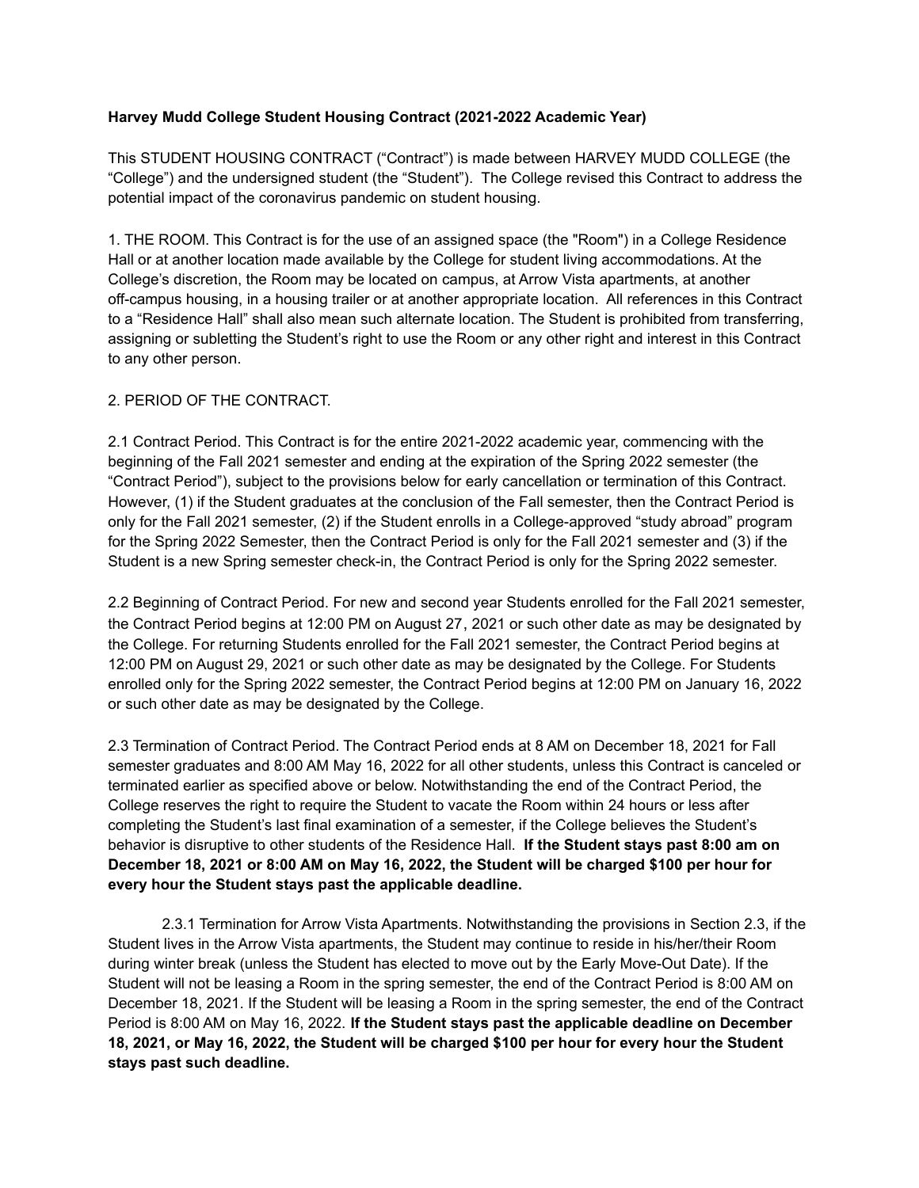**Harvey Mudd College Student Housing Contract (2021-2022 Academic Year)**

This STUDENT HOUSING CONTRACT ("Contract") is made between HARVEY MUDD COLLEGE (the "College") and the undersigned student (the "Student"). The College revised this Contract to address the potential impact of the coronavirus pandemic on student housing.

1. THE ROOM. This Contract is for the use of an assigned space (the "Room") in a College Residence Hall or at another location made available by the College for student living accommodations. At the College's discretion, the Room may be located on campus, at Arrow Vista apartments, at another off-campus housing, in a housing trailer or at another appropriate location. All references in this Contract to a "Residence Hall" shall also mean such alternate location. The Student is prohibited from transferring, assigning or subletting the Student's right to use the Room or any other right and interest in this Contract to any other person.

2. PERIOD OF THE CONTRACT.

2.1 Contract Period. This Contract is for the entire 2021-2022 academic year, commencing with the beginning of the Fall 2021 semester and ending at the expiration of the Spring 2022 semester (the "Contract Period"), subject to the provisions below for early cancellation or termination of this Contract. However, (1) if the Student graduates at the conclusion of the Fall semester, then the Contract Period is only for the Fall 2021 semester, (2) if the Student enrolls in a College-approved "study abroad" program for the Spring 2022 Semester, then the Contract Period is only for the Fall 2021 semester and (3) if the Student is a new Spring semester check-in, the Contract Period is only for the Spring 2022 semester.

2.2 Beginning of Contract Period. For new and second year Students enrolled for the Fall 2021 semester, the Contract Period begins at 12:00 PM on August 27, 2021 or such other date as may be designated by the College. For returning Students enrolled for the Fall 2021 semester, the Contract Period begins at 12:00 PM on August 29, 2021 or such other date as may be designated by the College. For Students enrolled only for the Spring 2022 semester, the Contract Period begins at 12:00 PM on January 16, 2022 or such other date as may be designated by the College.

2.3 Termination of Contract Period. The Contract Period ends at 8 AM on December 18, 2021 for Fall semester graduates and 8:00 AM May 16, 2022 for all other students, unless this Contract is canceled or terminated earlier as specified above or below. Notwithstanding the end of the Contract Period, the College reserves the right to require the Student to vacate the Room within 24 hours or less after completing the Student's last final examination of a semester, if the College believes the Student's behavior is disruptive to other students of the Residence Hall. **If the Student stays past 8:00 am on December 18, 2021 or 8:00 AM on May 16, 2022, the Student will be charged $100 per hour for every hour the Student stays past the applicable deadline.**

2.3.1 Termination for Arrow Vista Apartments. Notwithstanding the provisions in Section 2.3, if the Student lives in the Arrow Vista apartments, the Student may continue to reside in his/her/their Room during winter break (unless the Student has elected to move out by the Early Move-Out Date). If the Student will not be leasing a Room in the spring semester, the end of the Contract Period is 8:00 AM on December 18, 2021. If the Student will be leasing a Room in the spring semester, the end of the Contract Period is 8:00 AM on May 16, 2022. **If the Student stays past the applicable deadline on December 18, 2021, or May 16, 2022, the Student will be charged $100 per hour for every hour the Student stays past such deadline.**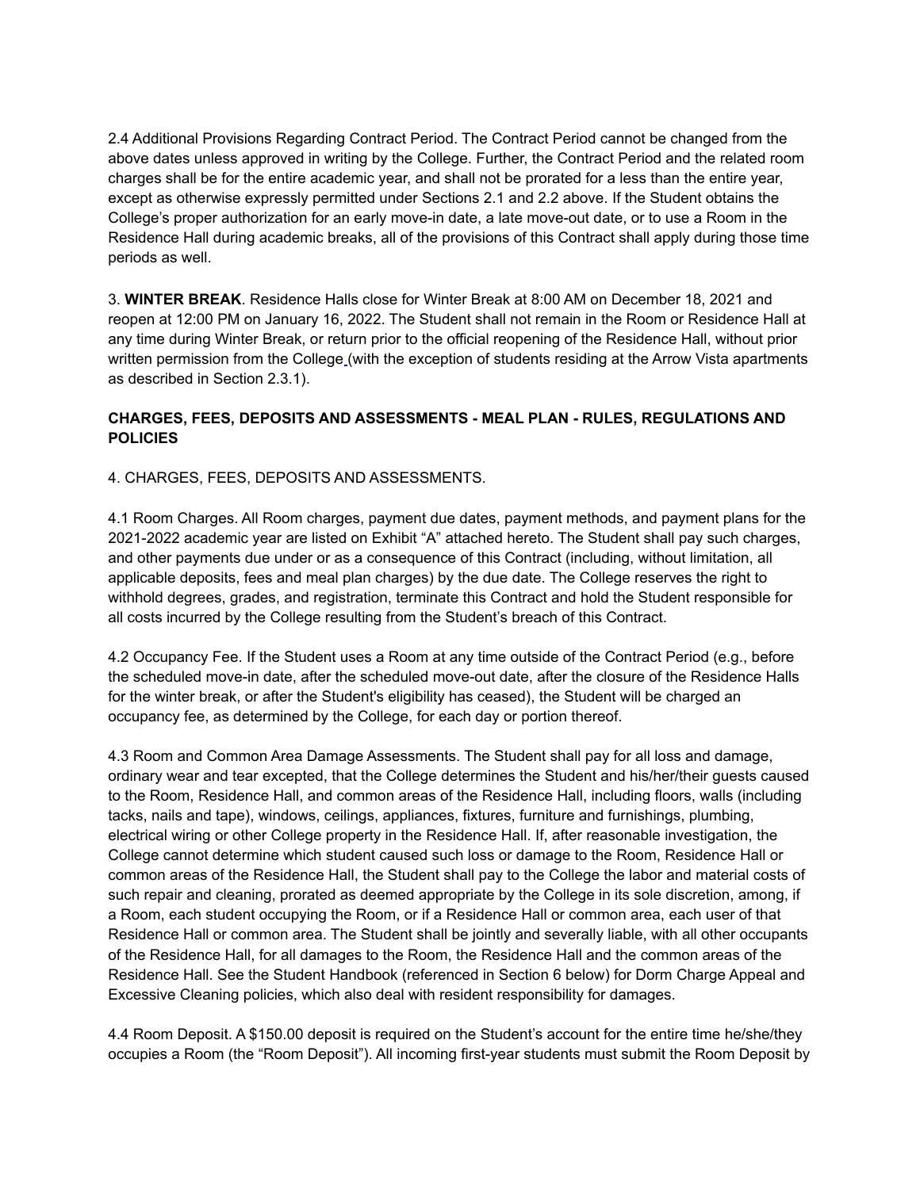2.4 Additional Provisions Regarding Contract Period. The Contract Period cannot be changed from the above dates unless approved in writing by the College. Further, the Contract Period and the related room charges shall be for the entire academic year, and shall not be prorated for a less than the entire year, except as otherwise expressly permitted under Sections 2.1 and 2.2 above. If the Student obtains the College's proper authorization for an early move-in date, a late move-out date, or to use a Room in the Residence Hall during academic breaks, all of the provisions of this Contract shall apply during those time periods as well.

3. **WINTER BREAK**. Residence Halls close for Winter Break at 8:00 AM on December 18, 2021 and reopen at 12:00 PM on January 16, 2022. The Student shall not remain in the Room or Residence Hall at any time during Winter Break, or return prior to the official reopening of the Residence Hall, without prior written permission from the College (with the exception of students residing at the Arrow Vista apartments as described in Section 2.3.1).

**CHARGES, FEES, DEPOSITS AND ASSESSMENTS - MEAL PLAN - RULES, REGULATIONS AND POLICIES**

4. CHARGES, FEES, DEPOSITS AND ASSESSMENTS.

4.1 Room Charges. All Room charges, payment due dates, payment methods, and payment plans for the 2021-2022 academic year are listed on Exhibit "A" attached hereto. The Student shall pay such charges, and other payments due under or as a consequence of this Contract (including, without limitation, all applicable deposits, fees and meal plan charges) by the due date. The College reserves the right to withhold degrees, grades, and registration, terminate this Contract and hold the Student responsible for all costs incurred by the College resulting from the Student's breach of this Contract.

4.2 Occupancy Fee. If the Student uses a Room at any time outside of the Contract Period (e.g., before the scheduled move-in date, after the scheduled move-out date, after the closure of the Residence Halls for the winter break, or after the Student's eligibility has ceased), the Student will be charged an occupancy fee, as determined by the College, for each day or portion thereof.

4.3 Room and Common Area Damage Assessments. The Student shall pay for all loss and damage, ordinary wear and tear excepted, that the College determines the Student and his/her/their guests caused to the Room, Residence Hall, and common areas of the Residence Hall, including floors, walls (including tacks, nails and tape), windows, ceilings, appliances, fixtures, furniture and furnishings, plumbing, electrical wiring or other College property in the Residence Hall. If, after reasonable investigation, the College cannot determine which student caused such loss or damage to the Room, Residence Hall or common areas of the Residence Hall, the Student shall pay to the College the labor and material costs of such repair and cleaning, prorated as deemed appropriate by the College in its sole discretion, among, if a Room, each student occupying the Room, or if a Residence Hall or common area, each user of that Residence Hall or common area. The Student shall be jointly and severally liable, with all other occupants of the Residence Hall, for all damages to the Room, the Residence Hall and the common areas of the Residence Hall. See the Student Handbook (referenced in Section 6 below) for Dorm Charge Appeal and Excessive Cleaning policies, which also deal with resident responsibility for damages.

4.4 Room Deposit. A $150.00 deposit is required on the Student's account for the entire time he/she/they occupies a Room (the "Room Deposit"). All incoming first-year students must submit the Room Deposit by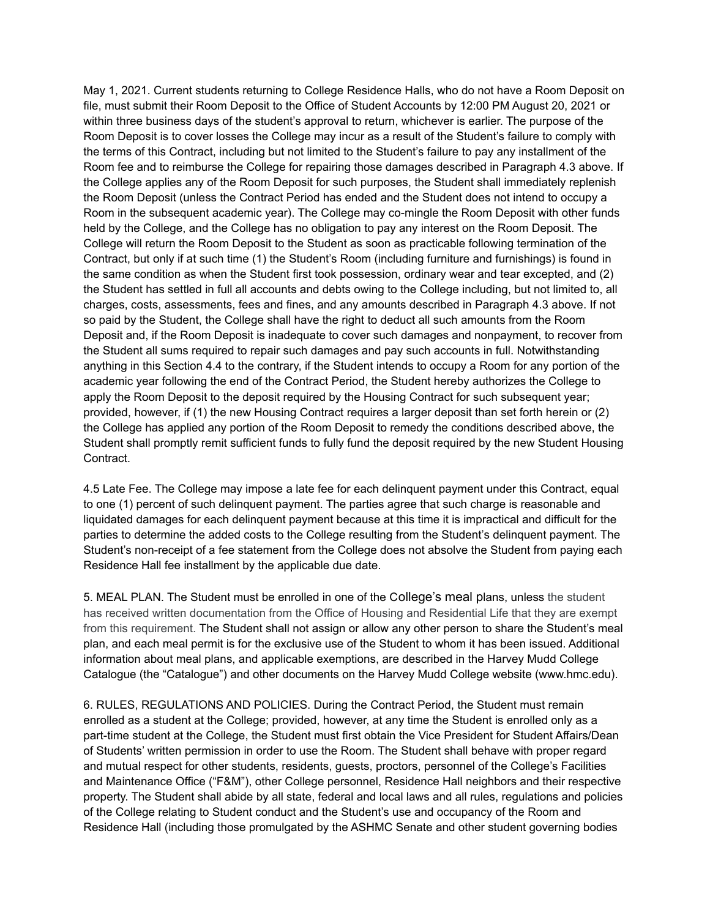May 1, 2021. Current students returning to College Residence Halls, who do not have a Room Deposit on file, must submit their Room Deposit to the Office of Student Accounts by 12:00 PM August 20, 2021 or within three business days of the student's approval to return, whichever is earlier. The purpose of the Room Deposit is to cover losses the College may incur as a result of the Student's failure to comply with the terms of this Contract, including but not limited to the Student's failure to pay any installment of the Room fee and to reimburse the College for repairing those damages described in Paragraph 4.3 above. If the College applies any of the Room Deposit for such purposes, the Student shall immediately replenish the Room Deposit (unless the Contract Period has ended and the Student does not intend to occupy a Room in the subsequent academic year). The College may co-mingle the Room Deposit with other funds held by the College, and the College has no obligation to pay any interest on the Room Deposit. The College will return the Room Deposit to the Student as soon as practicable following termination of the Contract, but only if at such time (1) the Student's Room (including furniture and furnishings) is found in the same condition as when the Student first took possession, ordinary wear and tear excepted, and (2) the Student has settled in full all accounts and debts owing to the College including, but not limited to, all charges, costs, assessments, fees and fines, and any amounts described in Paragraph 4.3 above. If not so paid by the Student, the College shall have the right to deduct all such amounts from the Room Deposit and, if the Room Deposit is inadequate to cover such damages and nonpayment, to recover from the Student all sums required to repair such damages and pay such accounts in full. Notwithstanding anything in this Section 4.4 to the contrary, if the Student intends to occupy a Room for any portion of the academic year following the end of the Contract Period, the Student hereby authorizes the College to apply the Room Deposit to the deposit required by the Housing Contract for such subsequent year; provided, however, if (1) the new Housing Contract requires a larger deposit than set forth herein or (2) the College has applied any portion of the Room Deposit to remedy the conditions described above, the Student shall promptly remit sufficient funds to fully fund the deposit required by the new Student Housing Contract.

4.5 Late Fee. The College may impose a late fee for each delinquent payment under this Contract, equal to one (1) percent of such delinquent payment. The parties agree that such charge is reasonable and liquidated damages for each delinquent payment because at this time it is impractical and difficult for the parties to determine the added costs to the College resulting from the Student's delinquent payment. The Student's non-receipt of a fee statement from the College does not absolve the Student from paying each Residence Hall fee installment by the applicable due date.

5. MEAL PLAN. The Student must be enrolled in one of the College's meal plans, unless the student has received written documentation from the Office of Housing and Residential Life that they are exempt from this requirement. The Student shall not assign or allow any other person to share the Student's meal plan, and each meal permit is for the exclusive use of the Student to whom it has been issued. Additional information about meal plans, and applicable exemptions, are described in the Harvey Mudd College Catalogue (the "Catalogue") and other documents on the Harvey Mudd College website (www.hmc.edu).

6. RULES, REGULATIONS AND POLICIES. During the Contract Period, the Student must remain enrolled as a student at the College; provided, however, at any time the Student is enrolled only as a part-time student at the College, the Student must first obtain the Vice President for Student Affairs/Dean of Students' written permission in order to use the Room. The Student shall behave with proper regard and mutual respect for other students, residents, guests, proctors, personnel of the College's Facilities and Maintenance Office ("F&M"), other College personnel, Residence Hall neighbors and their respective property. The Student shall abide by all state, federal and local laws and all rules, regulations and policies of the College relating to Student conduct and the Student's use and occupancy of the Room and Residence Hall (including those promulgated by the ASHMC Senate and other student governing bodies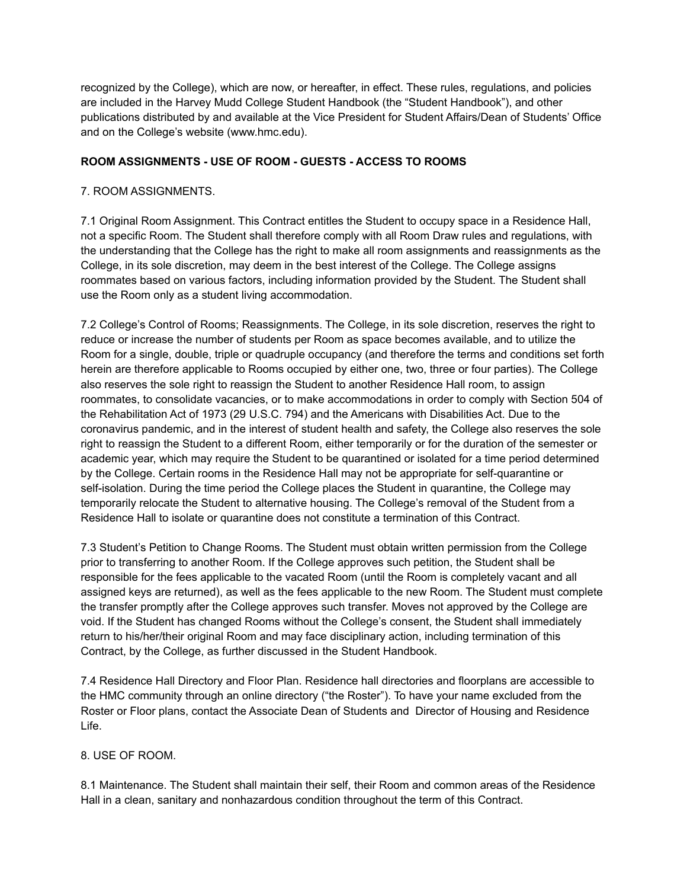recognized by the College), which are now, or hereafter, in effect. These rules, regulations, and policies are included in the Harvey Mudd College Student Handbook (the “Student Handbook”), and other publications distributed by and available at the Vice President for Student Affairs/Dean of Students’ Office and on the College’s website (www.hmc.edu).

**ROOM ASSIGNMENTS - USE OF ROOM - GUESTS - ACCESS TO ROOMS**

7. ROOM ASSIGNMENTS.

7.1 Original Room Assignment. This Contract entitles the Student to occupy space in a Residence Hall, not a specific Room. The Student shall therefore comply with all Room Draw rules and regulations, with the understanding that the College has the right to make all room assignments and reassignments as the College, in its sole discretion, may deem in the best interest of the College. The College assigns roommates based on various factors, including information provided by the Student. The Student shall use the Room only as a student living accommodation.

7.2 College’s Control of Rooms; Reassignments. The College, in its sole discretion, reserves the right to reduce or increase the number of students per Room as space becomes available, and to utilize the Room for a single, double, triple or quadruple occupancy (and therefore the terms and conditions set forth herein are therefore applicable to Rooms occupied by either one, two, three or four parties). The College also reserves the sole right to reassign the Student to another Residence Hall room, to assign roommates, to consolidate vacancies, or to make accommodations in order to comply with Section 504 of the Rehabilitation Act of 1973 (29 U.S.C. 794) and the Americans with Disabilities Act. Due to the coronavirus pandemic, and in the interest of student health and safety, the College also reserves the sole right to reassign the Student to a different Room, either temporarily or for the duration of the semester or academic year, which may require the Student to be quarantined or isolated for a time period determined by the College. Certain rooms in the Residence Hall may not be appropriate for self-quarantine or self-isolation. During the time period the College places the Student in quarantine, the College may temporarily relocate the Student to alternative housing. The College’s removal of the Student from a Residence Hall to isolate or quarantine does not constitute a termination of this Contract.

7.3 Student’s Petition to Change Rooms. The Student must obtain written permission from the College prior to transferring to another Room. If the College approves such petition, the Student shall be responsible for the fees applicable to the vacated Room (until the Room is completely vacant and all assigned keys are returned), as well as the fees applicable to the new Room. The Student must complete the transfer promptly after the College approves such transfer. Moves not approved by the College are void. If the Student has changed Rooms without the College’s consent, the Student shall immediately return to his/her/their original Room and may face disciplinary action, including termination of this Contract, by the College, as further discussed in the Student Handbook.

7.4 Residence Hall Directory and Floor Plan. Residence hall directories and floorplans are accessible to the HMC community through an online directory (“the Roster”). To have your name excluded from the Roster or Floor plans, contact the Associate Dean of Students and Director of Housing and Residence Life.

8. USE OF ROOM.

8.1 Maintenance. The Student shall maintain their self, their Room and common areas of the Residence Hall in a clean, sanitary and nonhazardous condition throughout the term of this Contract.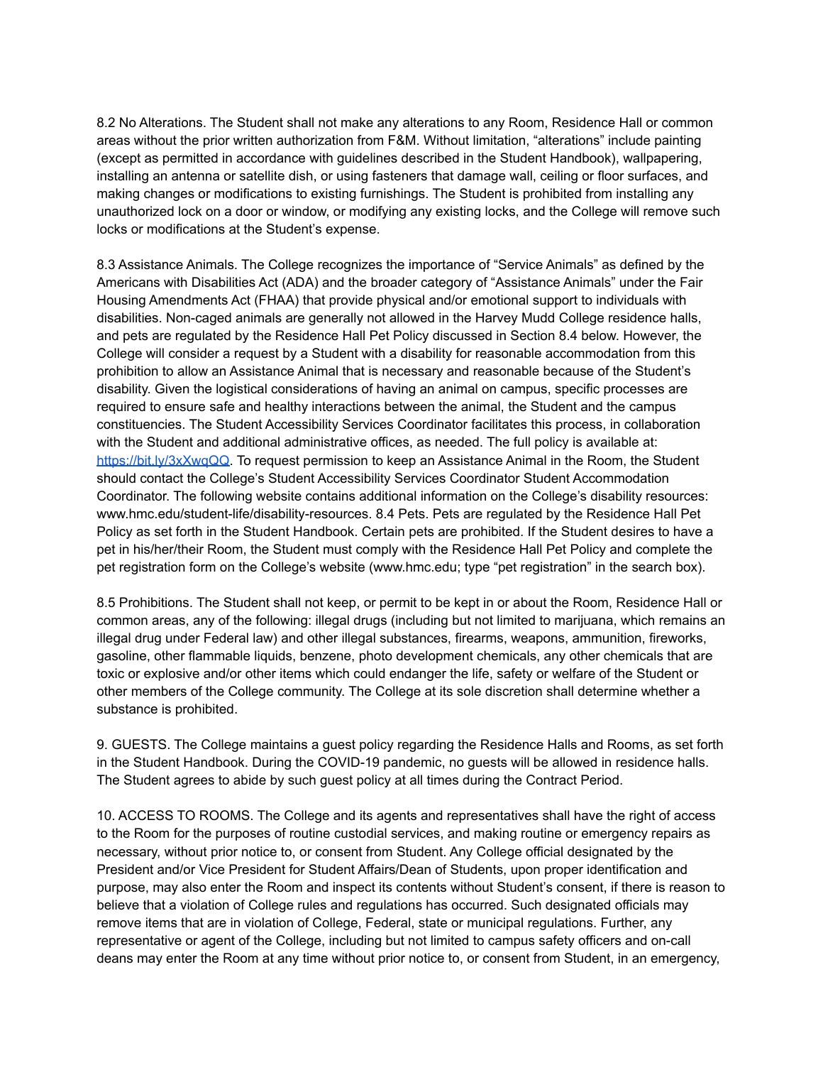8.2 No Alterations. The Student shall not make any alterations to any Room, Residence Hall or common areas without the prior written authorization from F&M. Without limitation, "alterations" include painting (except as permitted in accordance with guidelines described in the Student Handbook), wallpapering, installing an antenna or satellite dish, or using fasteners that damage wall, ceiling or floor surfaces, and making changes or modifications to existing furnishings. The Student is prohibited from installing any unauthorized lock on a door or window, or modifying any existing locks, and the College will remove such locks or modifications at the Student's expense.

8.3 Assistance Animals. The College recognizes the importance of "Service Animals" as defined by the Americans with Disabilities Act (ADA) and the broader category of "Assistance Animals" under the Fair Housing Amendments Act (FHAA) that provide physical and/or emotional support to individuals with disabilities. Non-caged animals are generally not allowed in the Harvey Mudd College residence halls, and pets are regulated by the Residence Hall Pet Policy discussed in Section 8.4 below. However, the College will consider a request by a Student with a disability for reasonable accommodation from this prohibition to allow an Assistance Animal that is necessary and reasonable because of the Student's disability. Given the logistical considerations of having an animal on campus, specific processes are required to ensure safe and healthy interactions between the animal, the Student and the campus constituencies. The Student Accessibility Services Coordinator facilitates this process, in collaboration with the Student and additional administrative offices, as needed. The full policy is available at: [https://bit.ly/3xXwqQQ](https://bit.ly/3xXwqQQ). To request permission to keep an Assistance Animal in the Room, the Student should contact the College's Student Accessibility Services Coordinator Student Accommodation Coordinator. The following website contains additional information on the College's disability resources: www.hmc.edu/student-life/disability-resources. 8.4 Pets. Pets are regulated by the Residence Hall Pet Policy as set forth in the Student Handbook. Certain pets are prohibited. If the Student desires to have a pet in his/her/their Room, the Student must comply with the Residence Hall Pet Policy and complete the pet registration form on the College's website (www.hmc.edu; type "pet registration" in the search box).

8.5 Prohibitions. The Student shall not keep, or permit to be kept in or about the Room, Residence Hall or common areas, any of the following: illegal drugs (including but not limited to marijuana, which remains an illegal drug under Federal law) and other illegal substances, firearms, weapons, ammunition, fireworks, gasoline, other flammable liquids, benzene, photo development chemicals, any other chemicals that are toxic or explosive and/or other items which could endanger the life, safety or welfare of the Student or other members of the College community. The College at its sole discretion shall determine whether a substance is prohibited.

9. GUESTS. The College maintains a guest policy regarding the Residence Halls and Rooms, as set forth in the Student Handbook. During the COVID-19 pandemic, no guests will be allowed in residence halls. The Student agrees to abide by such guest policy at all times during the Contract Period.

10. ACCESS TO ROOMS. The College and its agents and representatives shall have the right of access to the Room for the purposes of routine custodial services, and making routine or emergency repairs as necessary, without prior notice to, or consent from Student. Any College official designated by the President and/or Vice President for Student Affairs/Dean of Students, upon proper identification and purpose, may also enter the Room and inspect its contents without Student's consent, if there is reason to believe that a violation of College rules and regulations has occurred. Such designated officials may remove items that are in violation of College, Federal, state or municipal regulations. Further, any representative or agent of the College, including but not limited to campus safety officers and on-call deans may enter the Room at any time without prior notice to, or consent from Student, in an emergency,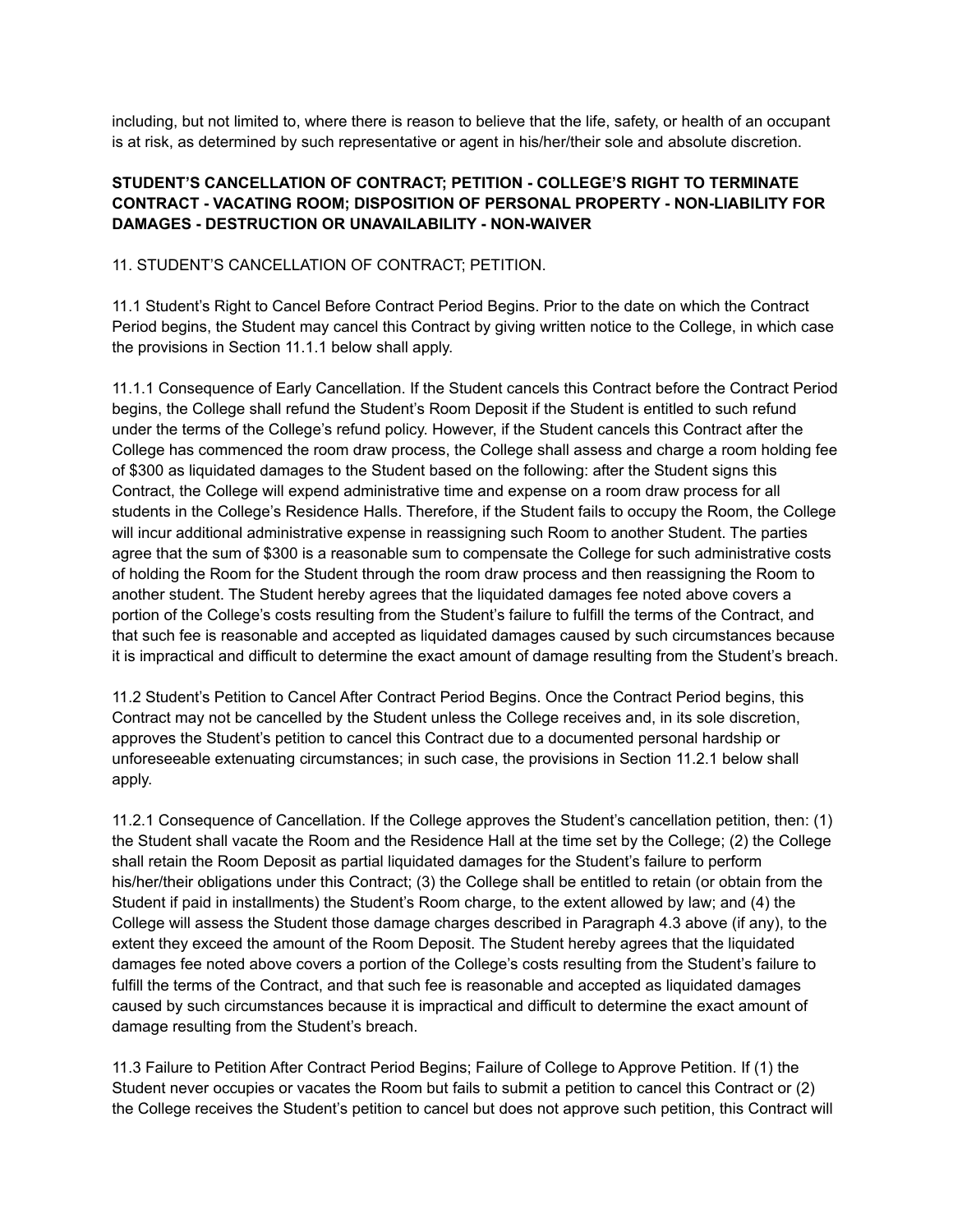including, but not limited to, where there is reason to believe that the life, safety, or health of an occupant is at risk, as determined by such representative or agent in his/her/their sole and absolute discretion.

**STUDENT'S CANCELLATION OF CONTRACT; PETITION - COLLEGE'S RIGHT TO TERMINATE CONTRACT - VACATING ROOM; DISPOSITION OF PERSONAL PROPERTY - NON-LIABILITY FOR DAMAGES - DESTRUCTION OR UNAVAILABILITY - NON-WAIVER**

11. STUDENT'S CANCELLATION OF CONTRACT; PETITION.

11.1 Student's Right to Cancel Before Contract Period Begins. Prior to the date on which the Contract Period begins, the Student may cancel this Contract by giving written notice to the College, in which case the provisions in Section 11.1.1 below shall apply.

11.1.1 Consequence of Early Cancellation. If the Student cancels this Contract before the Contract Period begins, the College shall refund the Student's Room Deposit if the Student is entitled to such refund under the terms of the College's refund policy. However, if the Student cancels this Contract after the College has commenced the room draw process, the College shall assess and charge a room holding fee of $300 as liquidated damages to the Student based on the following: after the Student signs this Contract, the College will expend administrative time and expense on a room draw process for all students in the College's Residence Halls. Therefore, if the Student fails to occupy the Room, the College will incur additional administrative expense in reassigning such Room to another Student. The parties agree that the sum of $300 is a reasonable sum to compensate the College for such administrative costs of holding the Room for the Student through the room draw process and then reassigning the Room to another student. The Student hereby agrees that the liquidated damages fee noted above covers a portion of the College's costs resulting from the Student's failure to fulfill the terms of the Contract, and that such fee is reasonable and accepted as liquidated damages caused by such circumstances because it is impractical and difficult to determine the exact amount of damage resulting from the Student's breach.

11.2 Student's Petition to Cancel After Contract Period Begins. Once the Contract Period begins, this Contract may not be cancelled by the Student unless the College receives and, in its sole discretion, approves the Student's petition to cancel this Contract due to a documented personal hardship or unforeseeable extenuating circumstances; in such case, the provisions in Section 11.2.1 below shall apply.

11.2.1 Consequence of Cancellation. If the College approves the Student's cancellation petition, then: (1) the Student shall vacate the Room and the Residence Hall at the time set by the College; (2) the College shall retain the Room Deposit as partial liquidated damages for the Student's failure to perform his/her/their obligations under this Contract; (3) the College shall be entitled to retain (or obtain from the Student if paid in installments) the Student's Room charge, to the extent allowed by law; and (4) the College will assess the Student those damage charges described in Paragraph 4.3 above (if any), to the extent they exceed the amount of the Room Deposit. The Student hereby agrees that the liquidated damages fee noted above covers a portion of the College's costs resulting from the Student's failure to fulfill the terms of the Contract, and that such fee is reasonable and accepted as liquidated damages caused by such circumstances because it is impractical and difficult to determine the exact amount of damage resulting from the Student's breach.

11.3 Failure to Petition After Contract Period Begins; Failure of College to Approve Petition. If (1) the Student never occupies or vacates the Room but fails to submit a petition to cancel this Contract or (2) the College receives the Student's petition to cancel but does not approve such petition, this Contract will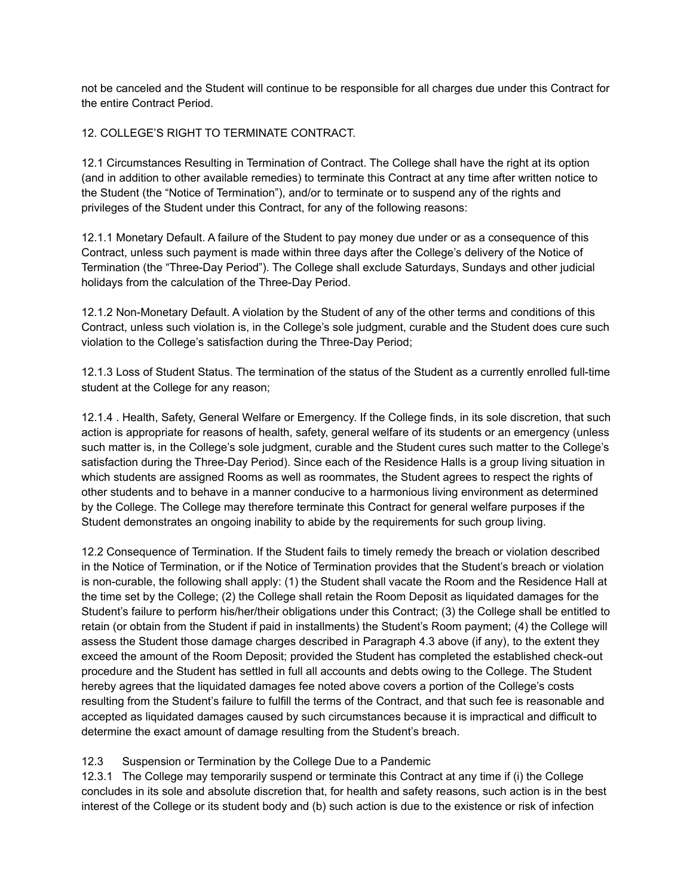not be canceled and the Student will continue to be responsible for all charges due under this Contract for the entire Contract Period.

## 12. COLLEGE'S RIGHT TO TERMINATE CONTRACT.

12.1 Circumstances Resulting in Termination of Contract. The College shall have the right at its option (and in addition to other available remedies) to terminate this Contract at any time after written notice to the Student (the "Notice of Termination"), and/or to terminate or to suspend any of the rights and privileges of the Student under this Contract, for any of the following reasons:

12.1.1 Monetary Default. A failure of the Student to pay money due under or as a consequence of this Contract, unless such payment is made within three days after the College's delivery of the Notice of Termination (the "Three-Day Period"). The College shall exclude Saturdays, Sundays and other judicial holidays from the calculation of the Three-Day Period.

12.1.2 Non-Monetary Default. A violation by the Student of any of the other terms and conditions of this Contract, unless such violation is, in the College's sole judgment, curable and the Student does cure such violation to the College's satisfaction during the Three-Day Period;

12.1.3 Loss of Student Status. The termination of the status of the Student as a currently enrolled full-time student at the College for any reason;

12.1.4 . Health, Safety, General Welfare or Emergency. If the College finds, in its sole discretion, that such action is appropriate for reasons of health, safety, general welfare of its students or an emergency (unless such matter is, in the College's sole judgment, curable and the Student cures such matter to the College's satisfaction during the Three-Day Period). Since each of the Residence Halls is a group living situation in which students are assigned Rooms as well as roommates, the Student agrees to respect the rights of other students and to behave in a manner conducive to a harmonious living environment as determined by the College. The College may therefore terminate this Contract for general welfare purposes if the Student demonstrates an ongoing inability to abide by the requirements for such group living.

12.2 Consequence of Termination. If the Student fails to timely remedy the breach or violation described in the Notice of Termination, or if the Notice of Termination provides that the Student's breach or violation is non-curable, the following shall apply: (1) the Student shall vacate the Room and the Residence Hall at the time set by the College; (2) the College shall retain the Room Deposit as liquidated damages for the Student's failure to perform his/her/their obligations under this Contract; (3) the College shall be entitled to retain (or obtain from the Student if paid in installments) the Student's Room payment; (4) the College will assess the Student those damage charges described in Paragraph 4.3 above (if any), to the extent they exceed the amount of the Room Deposit; provided the Student has completed the established check-out procedure and the Student has settled in full all accounts and debts owing to the College. The Student hereby agrees that the liquidated damages fee noted above covers a portion of the College's costs resulting from the Student's failure to fulfill the terms of the Contract, and that such fee is reasonable and accepted as liquidated damages caused by such circumstances because it is impractical and difficult to determine the exact amount of damage resulting from the Student's breach.

12.3 Suspension or Termination by the College Due to a Pandemic

12.3.1 The College may temporarily suspend or terminate this Contract at any time if (i) the College concludes in its sole and absolute discretion that, for health and safety reasons, such action is in the best interest of the College or its student body and (b) such action is due to the existence or risk of infection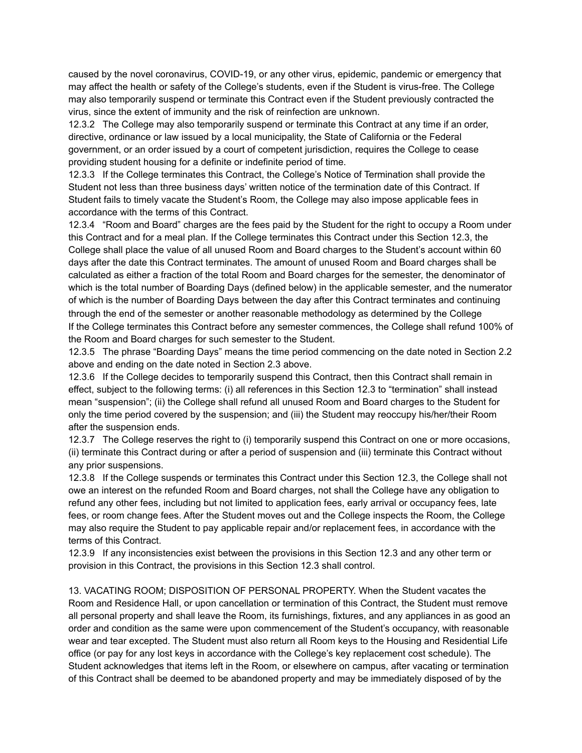caused by the novel coronavirus, COVID-19, or any other virus, epidemic, pandemic or emergency that may affect the health or safety of the College's students, even if the Student is virus-free. The College may also temporarily suspend or terminate this Contract even if the Student previously contracted the virus, since the extent of immunity and the risk of reinfection are unknown.

12.3.2 The College may also temporarily suspend or terminate this Contract at any time if an order, directive, ordinance or law issued by a local municipality, the State of California or the Federal government, or an order issued by a court of competent jurisdiction, requires the College to cease providing student housing for a definite or indefinite period of time.

12.3.3 If the College terminates this Contract, the College's Notice of Termination shall provide the Student not less than three business days' written notice of the termination date of this Contract. If Student fails to timely vacate the Student's Room, the College may also impose applicable fees in accordance with the terms of this Contract.

12.3.4 "Room and Board" charges are the fees paid by the Student for the right to occupy a Room under this Contract and for a meal plan. If the College terminates this Contract under this Section 12.3, the College shall place the value of all unused Room and Board charges to the Student's account within 60 days after the date this Contract terminates. The amount of unused Room and Board charges shall be calculated as either a fraction of the total Room and Board charges for the semester, the denominator of which is the total number of Boarding Days (defined below) in the applicable semester, and the numerator of which is the number of Boarding Days between the day after this Contract terminates and continuing through the end of the semester or another reasonable methodology as determined by the College If the College terminates this Contract before any semester commences, the College shall refund 100% of the Room and Board charges for such semester to the Student.

12.3.5 The phrase "Boarding Days" means the time period commencing on the date noted in Section 2.2 above and ending on the date noted in Section 2.3 above.

12.3.6 If the College decides to temporarily suspend this Contract, then this Contract shall remain in effect, subject to the following terms: (i) all references in this Section 12.3 to "termination" shall instead mean "suspension"; (ii) the College shall refund all unused Room and Board charges to the Student for only the time period covered by the suspension; and (iii) the Student may reoccupy his/her/their Room after the suspension ends.

12.3.7 The College reserves the right to (i) temporarily suspend this Contract on one or more occasions, (ii) terminate this Contract during or after a period of suspension and (iii) terminate this Contract without any prior suspensions.

12.3.8 If the College suspends or terminates this Contract under this Section 12.3, the College shall not owe an interest on the refunded Room and Board charges, not shall the College have any obligation to refund any other fees, including but not limited to application fees, early arrival or occupancy fees, late fees, or room change fees. After the Student moves out and the College inspects the Room, the College may also require the Student to pay applicable repair and/or replacement fees, in accordance with the terms of this Contract.

12.3.9 If any inconsistencies exist between the provisions in this Section 12.3 and any other term or provision in this Contract, the provisions in this Section 12.3 shall control.

13. VACATING ROOM; DISPOSITION OF PERSONAL PROPERTY. When the Student vacates the Room and Residence Hall, or upon cancellation or termination of this Contract, the Student must remove all personal property and shall leave the Room, its furnishings, fixtures, and any appliances in as good an order and condition as the same were upon commencement of the Student's occupancy, with reasonable wear and tear excepted. The Student must also return all Room keys to the Housing and Residential Life office (or pay for any lost keys in accordance with the College's key replacement cost schedule). The Student acknowledges that items left in the Room, or elsewhere on campus, after vacating or termination of this Contract shall be deemed to be abandoned property and may be immediately disposed of by the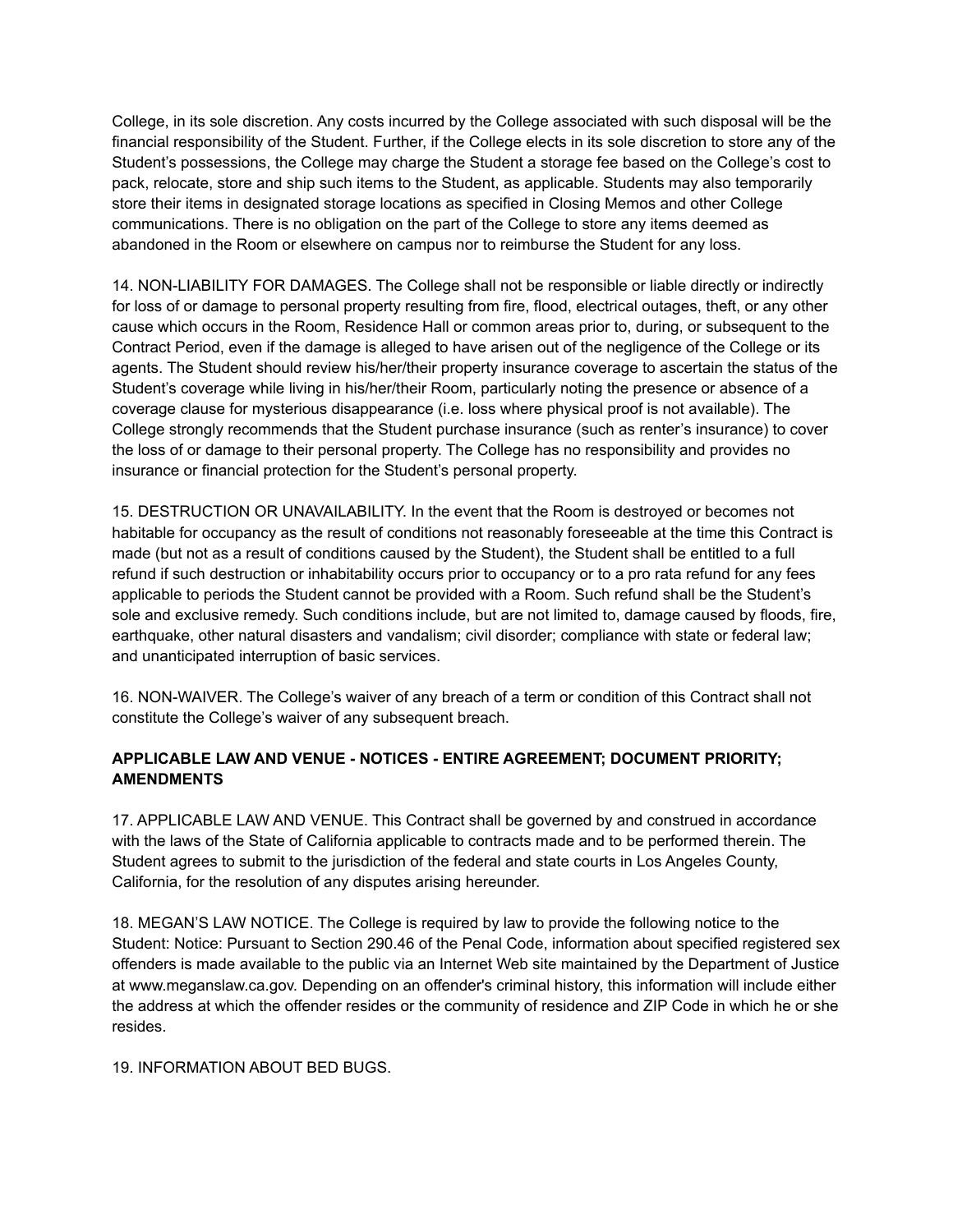College, in its sole discretion. Any costs incurred by the College associated with such disposal will be the financial responsibility of the Student. Further, if the College elects in its sole discretion to store any of the Student's possessions, the College may charge the Student a storage fee based on the College's cost to pack, relocate, store and ship such items to the Student, as applicable. Students may also temporarily store their items in designated storage locations as specified in Closing Memos and other College communications. There is no obligation on the part of the College to store any items deemed as abandoned in the Room or elsewhere on campus nor to reimburse the Student for any loss.

14. NON-LIABILITY FOR DAMAGES. The College shall not be responsible or liable directly or indirectly for loss of or damage to personal property resulting from fire, flood, electrical outages, theft, or any other cause which occurs in the Room, Residence Hall or common areas prior to, during, or subsequent to the Contract Period, even if the damage is alleged to have arisen out of the negligence of the College or its agents. The Student should review his/her/their property insurance coverage to ascertain the status of the Student's coverage while living in his/her/their Room, particularly noting the presence or absence of a coverage clause for mysterious disappearance (i.e. loss where physical proof is not available). The College strongly recommends that the Student purchase insurance (such as renter's insurance) to cover the loss of or damage to their personal property. The College has no responsibility and provides no insurance or financial protection for the Student's personal property.

15. DESTRUCTION OR UNAVAILABILITY. In the event that the Room is destroyed or becomes not habitable for occupancy as the result of conditions not reasonably foreseeable at the time this Contract is made (but not as a result of conditions caused by the Student), the Student shall be entitled to a full refund if such destruction or inhabitability occurs prior to occupancy or to a pro rata refund for any fees applicable to periods the Student cannot be provided with a Room. Such refund shall be the Student's sole and exclusive remedy. Such conditions include, but are not limited to, damage caused by floods, fire, earthquake, other natural disasters and vandalism; civil disorder; compliance with state or federal law; and unanticipated interruption of basic services.

16. NON-WAIVER. The College's waiver of any breach of a term or condition of this Contract shall not constitute the College's waiver of any subsequent breach.

**APPLICABLE LAW AND VENUE - NOTICES - ENTIRE AGREEMENT; DOCUMENT PRIORITY; AMENDMENTS**

17. APPLICABLE LAW AND VENUE. This Contract shall be governed by and construed in accordance with the laws of the State of California applicable to contracts made and to be performed therein. The Student agrees to submit to the jurisdiction of the federal and state courts in Los Angeles County, California, for the resolution of any disputes arising hereunder.

18. MEGAN'S LAW NOTICE. The College is required by law to provide the following notice to the Student: Notice: Pursuant to Section 290.46 of the Penal Code, information about specified registered sex offenders is made available to the public via an Internet Web site maintained by the Department of Justice at www.meganslaw.ca.gov. Depending on an offender's criminal history, this information will include either the address at which the offender resides or the community of residence and ZIP Code in which he or she resides.

19. INFORMATION ABOUT BED BUGS.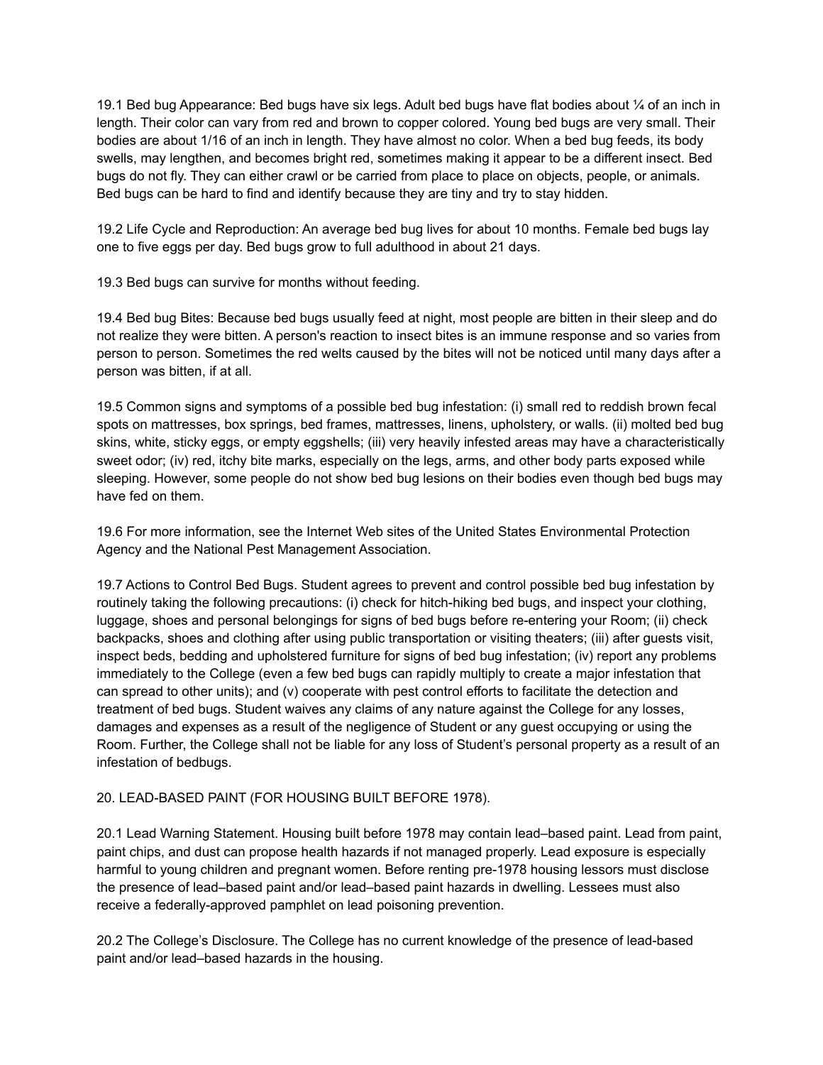19.1 Bed bug Appearance: Bed bugs have six legs. Adult bed bugs have flat bodies about ¼ of an inch in length. Their color can vary from red and brown to copper colored. Young bed bugs are very small. Their bodies are about 1/16 of an inch in length. They have almost no color. When a bed bug feeds, its body swells, may lengthen, and becomes bright red, sometimes making it appear to be a different insect. Bed bugs do not fly. They can either crawl or be carried from place to place on objects, people, or animals. Bed bugs can be hard to find and identify because they are tiny and try to stay hidden.

19.2 Life Cycle and Reproduction: An average bed bug lives for about 10 months. Female bed bugs lay one to five eggs per day. Bed bugs grow to full adulthood in about 21 days.

19.3 Bed bugs can survive for months without feeding.

19.4 Bed bug Bites: Because bed bugs usually feed at night, most people are bitten in their sleep and do not realize they were bitten. A person's reaction to insect bites is an immune response and so varies from person to person. Sometimes the red welts caused by the bites will not be noticed until many days after a person was bitten, if at all.

19.5 Common signs and symptoms of a possible bed bug infestation: (i) small red to reddish brown fecal spots on mattresses, box springs, bed frames, mattresses, linens, upholstery, or walls. (ii) molted bed bug skins, white, sticky eggs, or empty eggshells; (iii) very heavily infested areas may have a characteristically sweet odor; (iv) red, itchy bite marks, especially on the legs, arms, and other body parts exposed while sleeping. However, some people do not show bed bug lesions on their bodies even though bed bugs may have fed on them.

19.6 For more information, see the Internet Web sites of the United States Environmental Protection Agency and the National Pest Management Association.

19.7 Actions to Control Bed Bugs. Student agrees to prevent and control possible bed bug infestation by routinely taking the following precautions: (i) check for hitch-hiking bed bugs, and inspect your clothing, luggage, shoes and personal belongings for signs of bed bugs before re-entering your Room; (ii) check backpacks, shoes and clothing after using public transportation or visiting theaters; (iii) after guests visit, inspect beds, bedding and upholstered furniture for signs of bed bug infestation; (iv) report any problems immediately to the College (even a few bed bugs can rapidly multiply to create a major infestation that can spread to other units); and (v) cooperate with pest control efforts to facilitate the detection and treatment of bed bugs. Student waives any claims of any nature against the College for any losses, damages and expenses as a result of the negligence of Student or any guest occupying or using the Room. Further, the College shall not be liable for any loss of Student's personal property as a result of an infestation of bedbugs.

20. LEAD-BASED PAINT (FOR HOUSING BUILT BEFORE 1978).

20.1 Lead Warning Statement. Housing built before 1978 may contain lead–based paint. Lead from paint, paint chips, and dust can propose health hazards if not managed properly. Lead exposure is especially harmful to young children and pregnant women. Before renting pre-1978 housing lessors must disclose the presence of lead–based paint and/or lead–based paint hazards in dwelling. Lessees must also receive a federally-approved pamphlet on lead poisoning prevention.

20.2 The College's Disclosure. The College has no current knowledge of the presence of lead-based paint and/or lead–based hazards in the housing.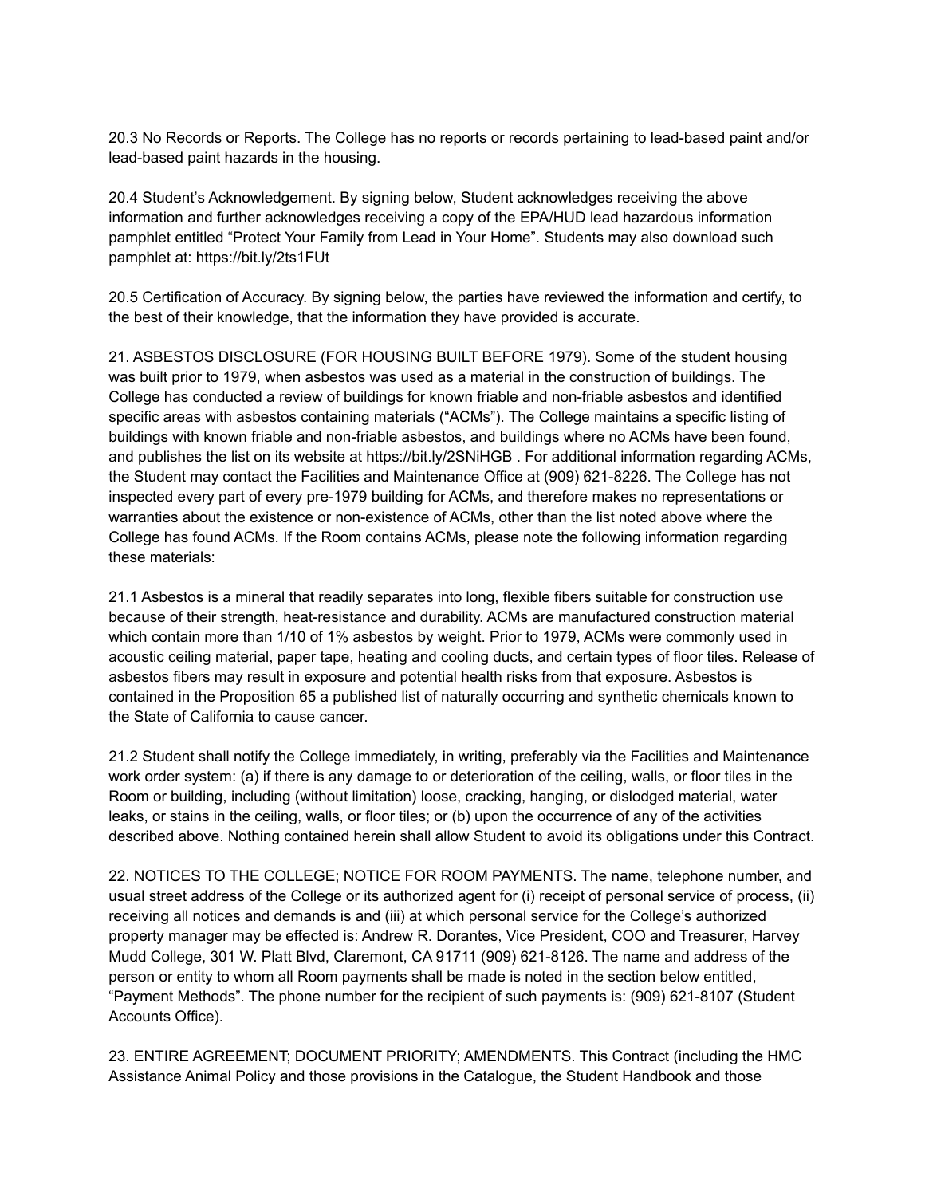20.3 No Records or Reports. The College has no reports or records pertaining to lead-based paint and/or lead-based paint hazards in the housing.

20.4 Student's Acknowledgement. By signing below, Student acknowledges receiving the above information and further acknowledges receiving a copy of the EPA/HUD lead hazardous information pamphlet entitled "Protect Your Family from Lead in Your Home". Students may also download such pamphlet at: https://bit.ly/2ts1FUt

20.5 Certification of Accuracy. By signing below, the parties have reviewed the information and certify, to the best of their knowledge, that the information they have provided is accurate.

21. ASBESTOS DISCLOSURE (FOR HOUSING BUILT BEFORE 1979). Some of the student housing was built prior to 1979, when asbestos was used as a material in the construction of buildings. The College has conducted a review of buildings for known friable and non-friable asbestos and identified specific areas with asbestos containing materials ("ACMs"). The College maintains a specific listing of buildings with known friable and non-friable asbestos, and buildings where no ACMs have been found, and publishes the list on its website at https://bit.ly/2SNiHGB . For additional information regarding ACMs, the Student may contact the Facilities and Maintenance Office at (909) 621-8226. The College has not inspected every part of every pre-1979 building for ACMs, and therefore makes no representations or warranties about the existence or non-existence of ACMs, other than the list noted above where the College has found ACMs. If the Room contains ACMs, please note the following information regarding these materials:

21.1 Asbestos is a mineral that readily separates into long, flexible fibers suitable for construction use because of their strength, heat-resistance and durability. ACMs are manufactured construction material which contain more than 1/10 of 1% asbestos by weight. Prior to 1979, ACMs were commonly used in acoustic ceiling material, paper tape, heating and cooling ducts, and certain types of floor tiles. Release of asbestos fibers may result in exposure and potential health risks from that exposure. Asbestos is contained in the Proposition 65 a published list of naturally occurring and synthetic chemicals known to the State of California to cause cancer.

21.2 Student shall notify the College immediately, in writing, preferably via the Facilities and Maintenance work order system: (a) if there is any damage to or deterioration of the ceiling, walls, or floor tiles in the Room or building, including (without limitation) loose, cracking, hanging, or dislodged material, water leaks, or stains in the ceiling, walls, or floor tiles; or (b) upon the occurrence of any of the activities described above. Nothing contained herein shall allow Student to avoid its obligations under this Contract.

22. NOTICES TO THE COLLEGE; NOTICE FOR ROOM PAYMENTS. The name, telephone number, and usual street address of the College or its authorized agent for (i) receipt of personal service of process, (ii) receiving all notices and demands is and (iii) at which personal service for the College's authorized property manager may be effected is: Andrew R. Dorantes, Vice President, COO and Treasurer, Harvey Mudd College, 301 W. Platt Blvd, Claremont, CA 91711 (909) 621-8126. The name and address of the person or entity to whom all Room payments shall be made is noted in the section below entitled, "Payment Methods". The phone number for the recipient of such payments is: (909) 621-8107 (Student Accounts Office).

23. ENTIRE AGREEMENT; DOCUMENT PRIORITY; AMENDMENTS. This Contract (including the HMC Assistance Animal Policy and those provisions in the Catalogue, the Student Handbook and those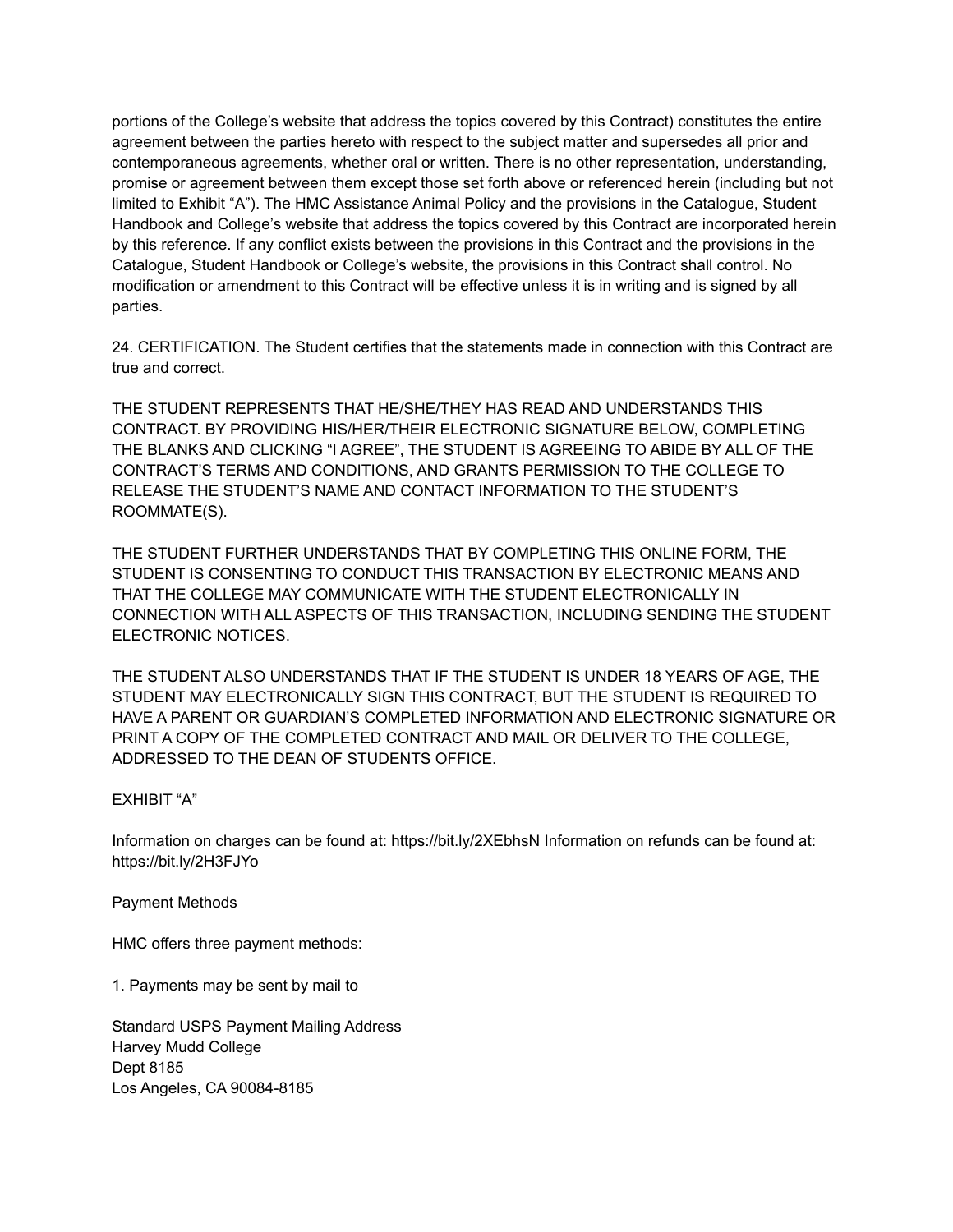portions of the College's website that address the topics covered by this Contract) constitutes the entire agreement between the parties hereto with respect to the subject matter and supersedes all prior and contemporaneous agreements, whether oral or written. There is no other representation, understanding, promise or agreement between them except those set forth above or referenced herein (including but not limited to Exhibit "A"). The HMC Assistance Animal Policy and the provisions in the Catalogue, Student Handbook and College's website that address the topics covered by this Contract are incorporated herein by this reference. If any conflict exists between the provisions in this Contract and the provisions in the Catalogue, Student Handbook or College's website, the provisions in this Contract shall control. No modification or amendment to this Contract will be effective unless it is in writing and is signed by all parties.

24. CERTIFICATION. The Student certifies that the statements made in connection with this Contract are true and correct.

THE STUDENT REPRESENTS THAT HE/SHE/THEY HAS READ AND UNDERSTANDS THIS CONTRACT. BY PROVIDING HIS/HER/THEIR ELECTRONIC SIGNATURE BELOW, COMPLETING THE BLANKS AND CLICKING "I AGREE", THE STUDENT IS AGREEING TO ABIDE BY ALL OF THE CONTRACT'S TERMS AND CONDITIONS, AND GRANTS PERMISSION TO THE COLLEGE TO RELEASE THE STUDENT'S NAME AND CONTACT INFORMATION TO THE STUDENT'S ROOMMATE(S).

THE STUDENT FURTHER UNDERSTANDS THAT BY COMPLETING THIS ONLINE FORM, THE STUDENT IS CONSENTING TO CONDUCT THIS TRANSACTION BY ELECTRONIC MEANS AND THAT THE COLLEGE MAY COMMUNICATE WITH THE STUDENT ELECTRONICALLY IN CONNECTION WITH ALL ASPECTS OF THIS TRANSACTION, INCLUDING SENDING THE STUDENT ELECTRONIC NOTICES.

THE STUDENT ALSO UNDERSTANDS THAT IF THE STUDENT IS UNDER 18 YEARS OF AGE, THE STUDENT MAY ELECTRONICALLY SIGN THIS CONTRACT, BUT THE STUDENT IS REQUIRED TO HAVE A PARENT OR GUARDIAN'S COMPLETED INFORMATION AND ELECTRONIC SIGNATURE OR PRINT A COPY OF THE COMPLETED CONTRACT AND MAIL OR DELIVER TO THE COLLEGE, ADDRESSED TO THE DEAN OF STUDENTS OFFICE.

EXHIBIT "A"

Information on charges can be found at: https://bit.ly/2XEbhsN Information on refunds can be found at: https://bit.ly/2H3FJYo

Payment Methods

HMC offers three payment methods:

1. Payments may be sent by mail to

Standard USPS Payment Mailing Address
Harvey Mudd College
Dept 8185
Los Angeles, CA 90084-8185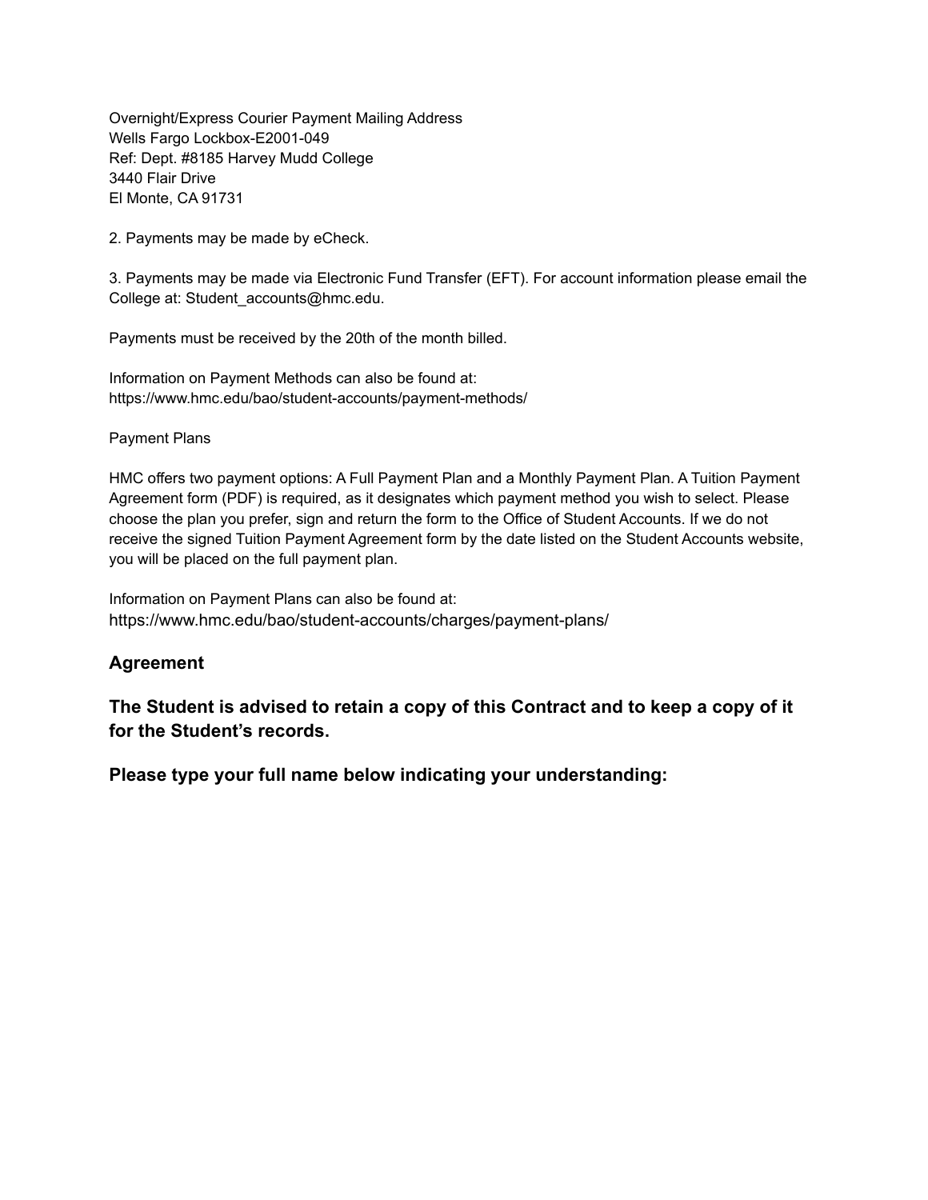Overnight/Express Courier Payment Mailing Address
Wells Fargo Lockbox-E2001-049
Ref: Dept. #8185 Harvey Mudd College
3440 Flair Drive
El Monte, CA 91731

2. Payments may be made by eCheck.

3. Payments may be made via Electronic Fund Transfer (EFT). For account information please email the College at: Student_accounts@hmc.edu.

Payments must be received by the 20th of the month billed.

Information on Payment Methods can also be found at:
https://www.hmc.edu/bao/student-accounts/payment-methods/

Payment Plans

HMC offers two payment options: A Full Payment Plan and a Monthly Payment Plan. A Tuition Payment Agreement form (PDF) is required, as it designates which payment method you wish to select. Please choose the plan you prefer, sign and return the form to the Office of Student Accounts. If we do not receive the signed Tuition Payment Agreement form by the date listed on the Student Accounts website, you will be placed on the full payment plan.

Information on Payment Plans can also be found at:
https://www.hmc.edu/bao/student-accounts/charges/payment-plans/

## Agreement

## The Student is advised to retain a copy of this Contract and to keep a copy of it for the Student's records.

## Please type your full name below indicating your understanding: